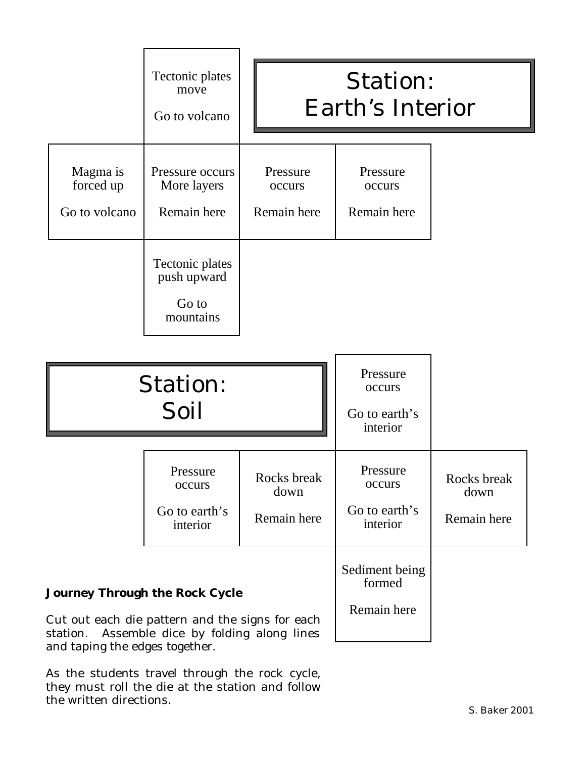## Station: Earth's Interior

| | Tectonic plates move<br><br>Go to volcano | | |
|---|---|---|---|
| Magma is forced up<br><br>Go to volcano | Pressure occurs More layers<br><br>Remain here | Pressure occurs<br><br>Remain here | Pressure occurs<br><br>Remain here |
| | Tectonic plates push upward<br><br>Go to mountains | | |

## Station: Soil

| | | Pressure occurs<br><br>Go to earth's interior | |
|---|---|---|---|
| Pressure occurs<br><br>Go to earth's interior | Rocks break down<br><br>Remain here | Pressure occurs<br><br>Go to earth's interior | Rocks break down<br><br>Remain here |
| | | Sediment being formed<br><br>Remain here | |

**Journey Through the Rock Cycle**

Cut out each die pattern and the signs for each station. Assemble dice by folding along lines and taping the edges together.

As the students travel through the rock cycle, they must roll the die at the station and follow the written directions.

S. Baker 2001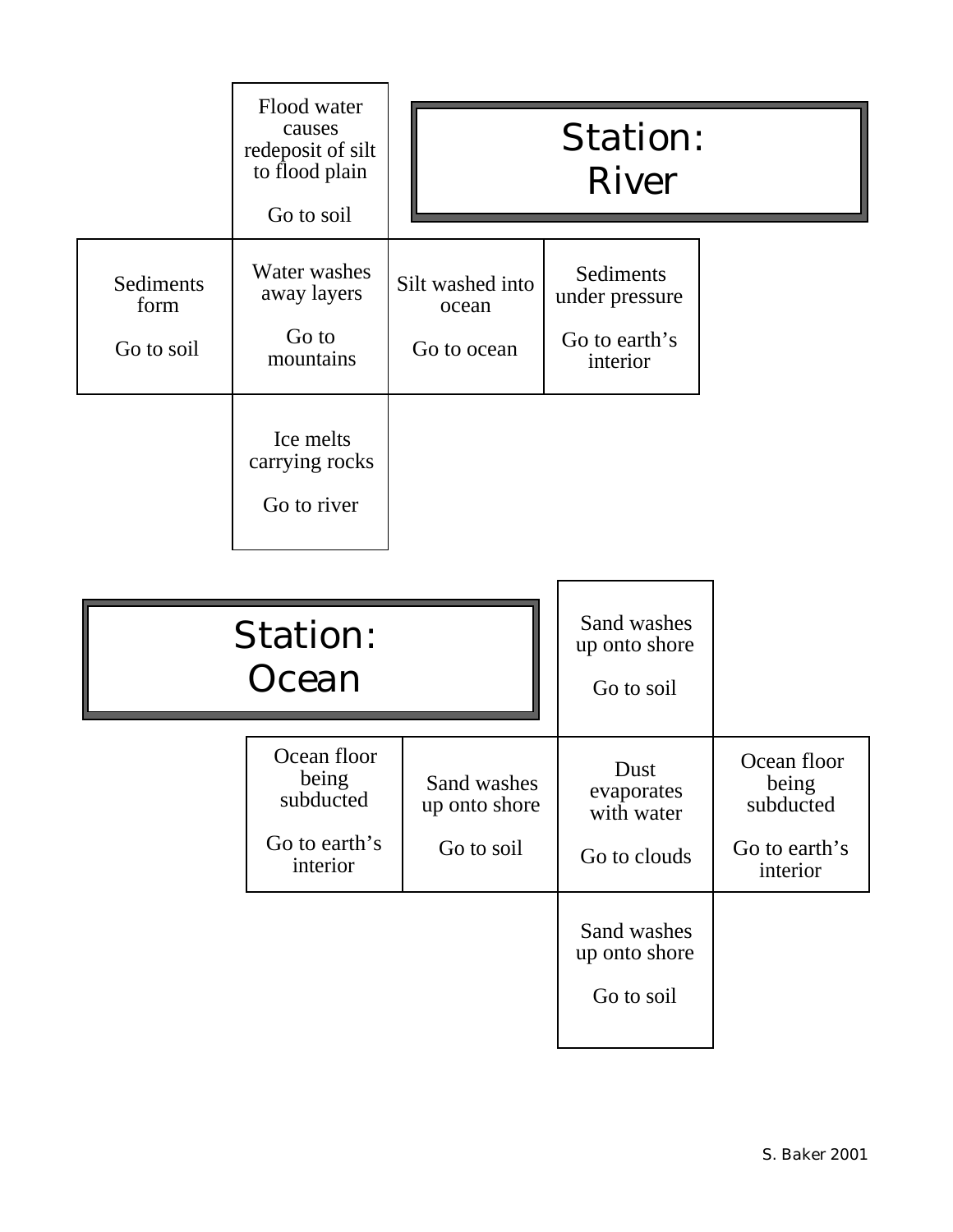## Station: River

| Face | Text | Direction |
|---|---|---|
| 1 | Flood water causes redeposit of silt to flood plain | Go to soil |
| 2 | Sediments form | Go to soil |
| 3 | Water washes away layers | Go to mountains |
| 4 | Silt washed into ocean | Go to ocean |
| 5 | Sediments under pressure | Go to earth's interior |
| 6 | Ice melts carrying rocks | Go to river |

## Station: Ocean

| Face | Text | Direction |
|---|---|---|
| 1 | Sand washes up onto shore | Go to soil |
| 2 | Ocean floor being subducted | Go to earth's interior |
| 3 | Sand washes up onto shore | Go to soil |
| 4 | Dust evaporates with water | Go to clouds |
| 5 | Ocean floor being subducted | Go to earth's interior |
| 6 | Sand washes up onto shore | Go to soil |

S. Baker 2001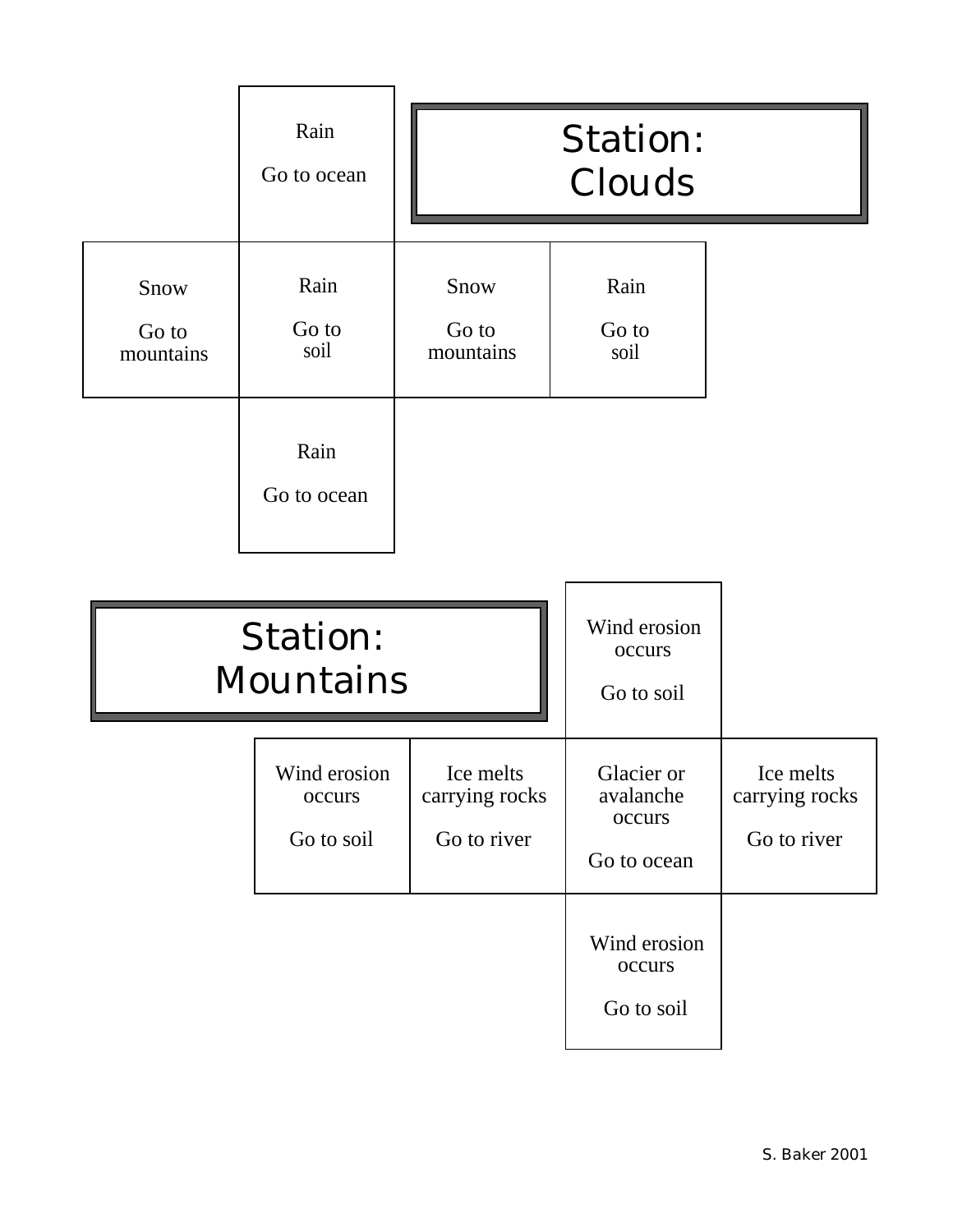## Station: Clouds

Rain

Go to ocean

Snow

Go to mountains

Rain

Go to soil

Snow

Go to mountains

Rain

Go to soil

Rain

Go to ocean

## Station: Mountains

Wind erosion occurs

Go to soil

Wind erosion occurs

Go to soil

Ice melts carrying rocks

Go to river

Glacier or avalanche occurs

Go to ocean

Ice melts carrying rocks

Go to river

Wind erosion occurs

Go to soil

S. Baker 2001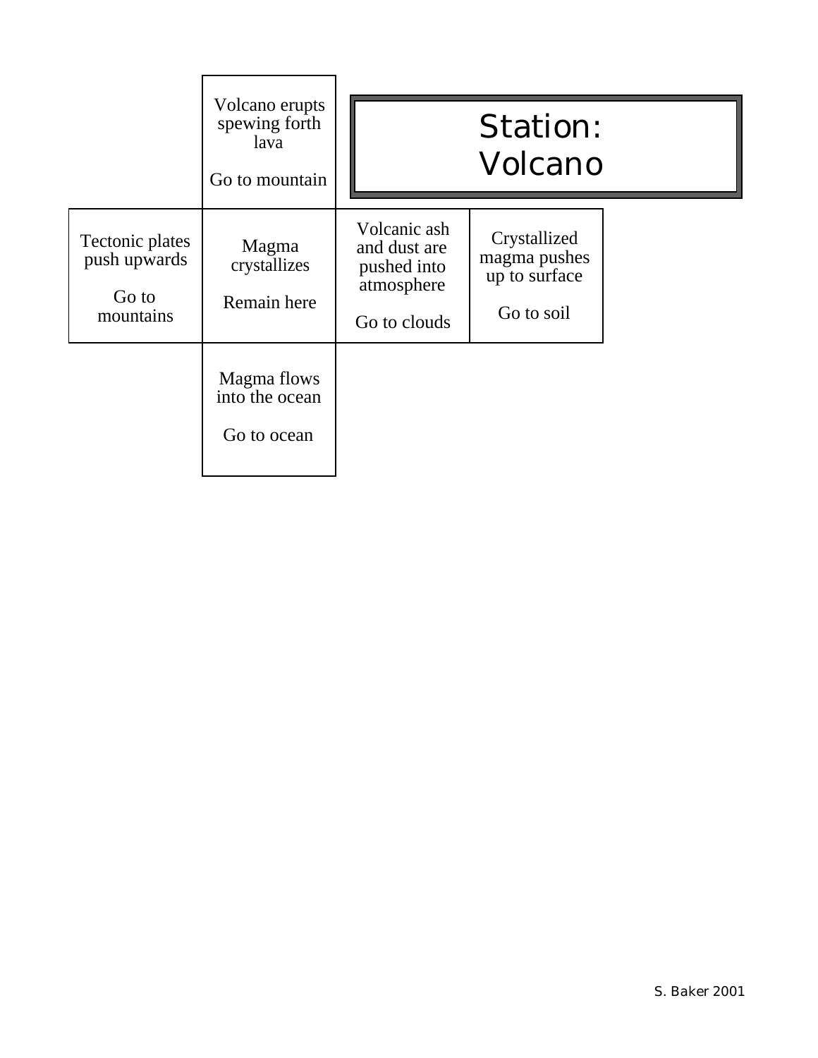# Station: Volcano

| | | | |
|---|---|---|---|
| | Volcano erupts spewing forth lava<br><br>Go to mountain | | |
| Tectonic plates push upwards<br><br>Go to mountains | Magma crystallizes<br><br>Remain here | Volcanic ash and dust are pushed into atmosphere<br><br>Go to clouds | Crystallized magma pushes up to surface<br><br>Go to soil |
| | Magma flows into the ocean<br><br>Go to ocean | | |

S. Baker 2001